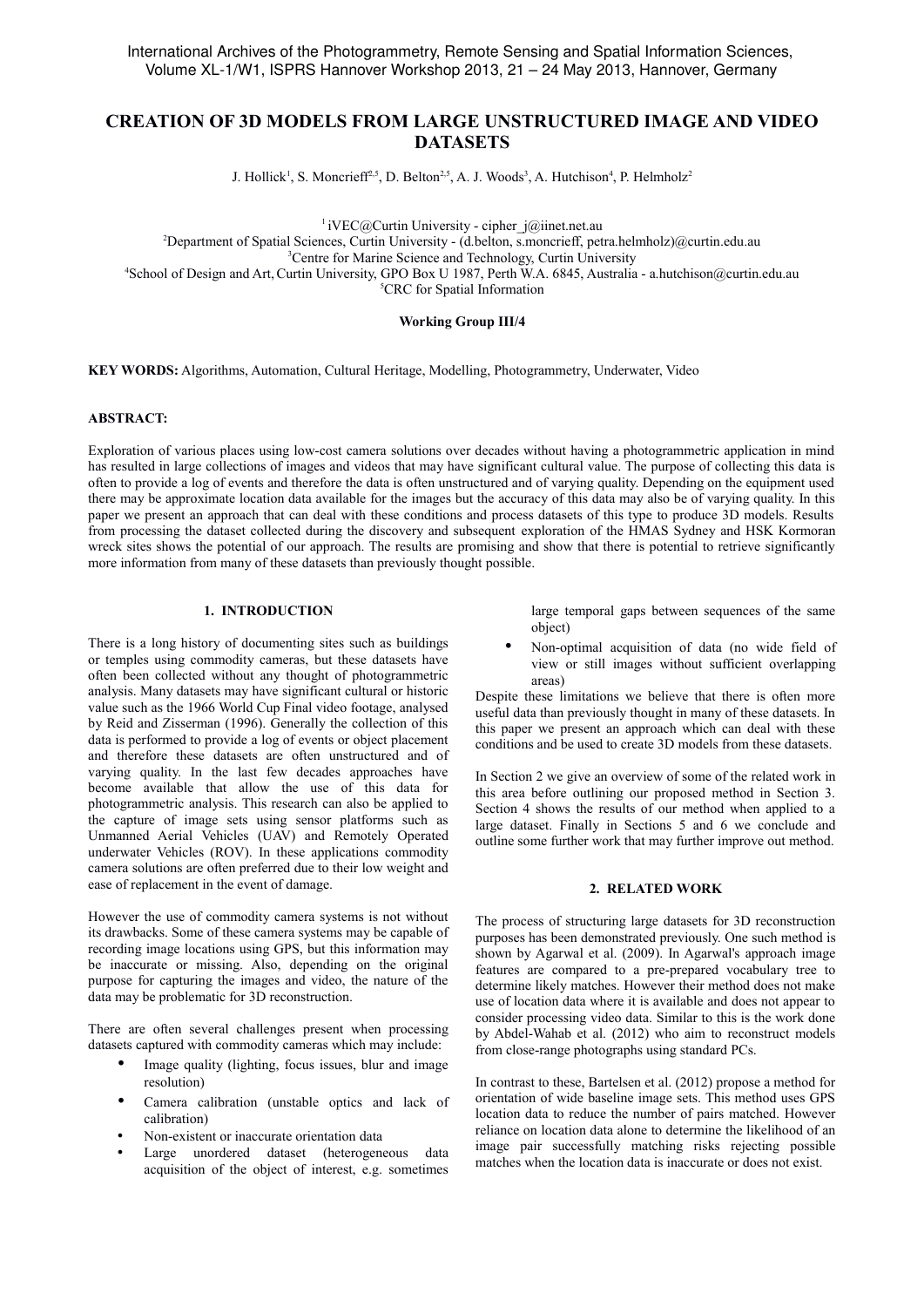# CREATION OF 3D MODELS FROM LARGE UNSTRUCTURED IMAGE AND VIDEO DATASETS

J. Hollick[1], S. Moncrieff[2,5], D. Belton[2,5], A. J. Woods[3], A. Hutchison[4], P. Helmholz[2]

[1] iVEC@Curtin University - cipher_j@iinet.net.au
[2] Department of Spatial Sciences, Curtin University - (d.belton, s.moncrieff, petra.helmholz)@curtin.edu.au
[3] Centre for Marine Science and Technology, Curtin University
[4] School of Design and Art, Curtin University, GPO Box U 1987, Perth W.A. 6845, Australia - a.hutchison@curtin.edu.au
[5] CRC for Spatial Information

**Working Group III/4**

**KEY WORDS:** Algorithms, Automation, Cultural Heritage, Modelling, Photogrammetry, Underwater, Video

**ABSTRACT:**

Exploration of various places using low-cost camera solutions over decades without having a photogrammetric application in mind has resulted in large collections of images and videos that may have significant cultural value. The purpose of collecting this data is often to provide a log of events and therefore the data is often unstructured and of varying quality. Depending on the equipment used there may be approximate location data available for the images but the accuracy of this data may also be of varying quality. In this paper we present an approach that can deal with these conditions and process datasets of this type to produce 3D models. Results from processing the dataset collected during the discovery and subsequent exploration of the HMAS Sydney and HSK Kormoran wreck sites shows the potential of our approach. The results are promising and show that there is potential to retrieve significantly more information from many of these datasets than previously thought possible.

## 1. INTRODUCTION

There is a long history of documenting sites such as buildings or temples using commodity cameras, but these datasets have often been collected without any thought of photogrammetric analysis. Many datasets may have significant cultural or historic value such as the 1966 World Cup Final video footage, analysed by Reid and Zisserman (1996). Generally the collection of this data is performed to provide a log of events or object placement and therefore these datasets are often unstructured and of varying quality. In the last few decades approaches have become available that allow the use of this data for photogrammetric analysis. This research can also be applied to the capture of image sets using sensor platforms such as Unmanned Aerial Vehicles (UAV) and Remotely Operated underwater Vehicles (ROV). In these applications commodity camera solutions are often preferred due to their low weight and ease of replacement in the event of damage.

However the use of commodity camera systems is not without its drawbacks. Some of these camera systems may be capable of recording image locations using GPS, but this information may be inaccurate or missing. Also, depending on the original purpose for capturing the images and video, the nature of the data may be problematic for 3D reconstruction.

There are often several challenges present when processing datasets captured with commodity cameras which may include:

- Image quality (lighting, focus issues, blur and image resolution)
- Camera calibration (unstable optics and lack of calibration)
- Non-existent or inaccurate orientation data
- Large unordered dataset (heterogeneous data acquisition of the object of interest, e.g. sometimes large temporal gaps between sequences of the same object)
- Non-optimal acquisition of data (no wide field of view or still images without sufficient overlapping areas)

Despite these limitations we believe that there is often more useful data than previously thought in many of these datasets. In this paper we present an approach which can deal with these conditions and be used to create 3D models from these datasets.

In Section 2 we give an overview of some of the related work in this area before outlining our proposed method in Section 3. Section 4 shows the results of our method when applied to a large dataset. Finally in Sections 5 and 6 we conclude and outline some further work that may further improve out method.

## 2. RELATED WORK

The process of structuring large datasets for 3D reconstruction purposes has been demonstrated previously. One such method is shown by Agarwal et al. (2009). In Agarwal's approach image features are compared to a pre-prepared vocabulary tree to determine likely matches. However their method does not make use of location data where it is available and does not appear to consider processing video data. Similar to this is the work done by Abdel-Wahab et al. (2012) who aim to reconstruct models from close-range photographs using standard PCs.

In contrast to these, Bartelsen et al. (2012) propose a method for orientation of wide baseline image sets. This method uses GPS location data to reduce the number of pairs matched. However reliance on location data alone to determine the likelihood of an image pair successfully matching risks rejecting possible matches when the location data is inaccurate or does not exist.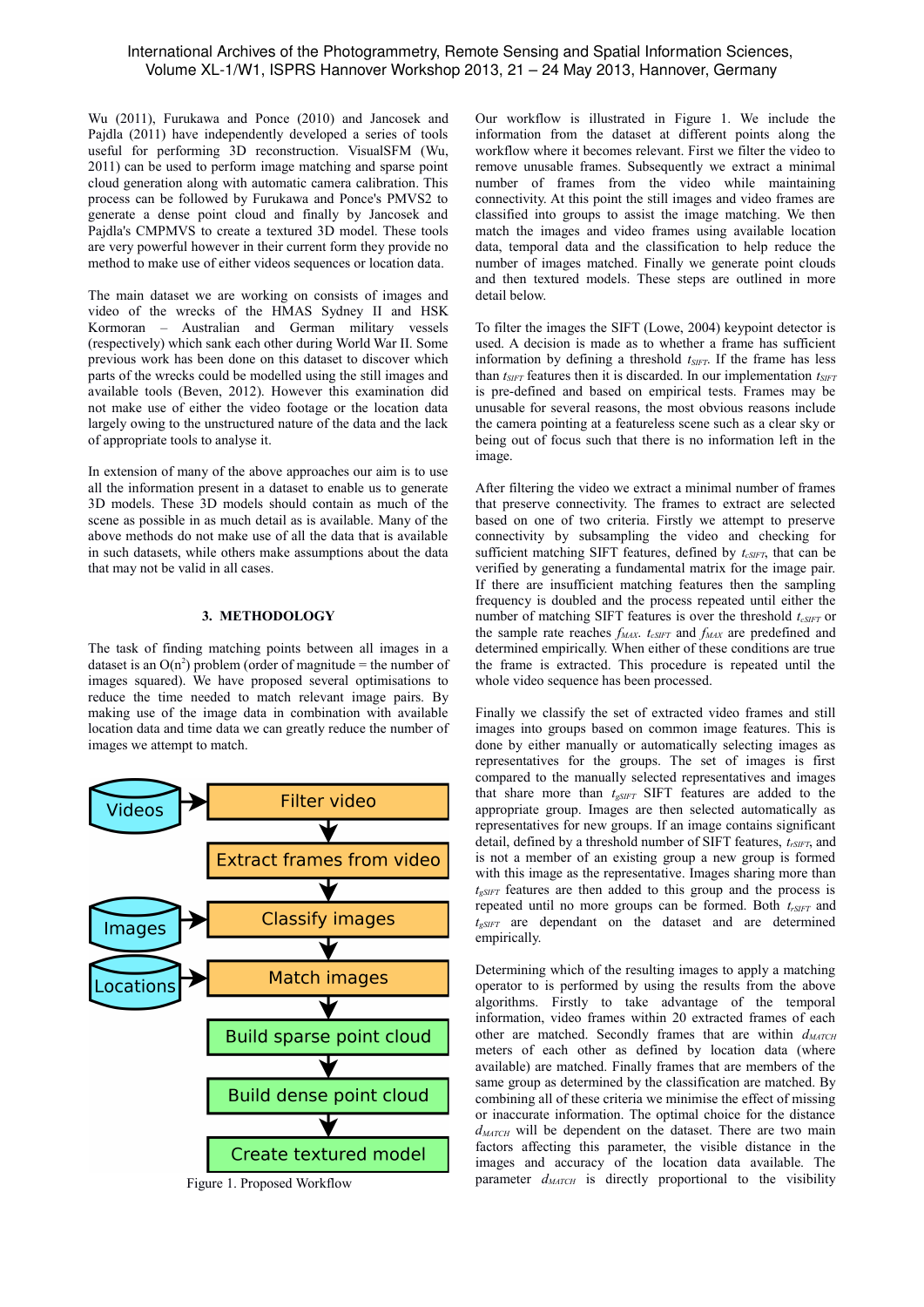Wu (2011), Furukawa and Ponce (2010) and Jancosek and Pajdla (2011) have independently developed a series of tools useful for performing 3D reconstruction. VisualSFM (Wu, 2011) can be used to perform image matching and sparse point cloud generation along with automatic camera calibration. This process can be followed by Furukawa and Ponce's PMVS2 to generate a dense point cloud and finally by Jancosek and Pajdla's CMPMVS to create a textured 3D model. These tools are very powerful however in their current form they provide no method to make use of either videos sequences or location data.

The main dataset we are working on consists of images and video of the wrecks of the HMAS Sydney II and HSK Kormoran – Australian and German military vessels (respectively) which sank each other during World War II. Some previous work has been done on this dataset to discover which parts of the wrecks could be modelled using the still images and available tools (Beven, 2012). However this examination did not make use of either the video footage or the location data largely owing to the unstructured nature of the data and the lack of appropriate tools to analyse it.

In extension of many of the above approaches our aim is to use all the information present in a dataset to enable us to generate 3D models. These 3D models should contain as much of the scene as possible in as much detail as is available. Many of the above methods do not make use of all the data that is available in such datasets, while others make assumptions about the data that may not be valid in all cases.

## 3. METHODOLOGY

The task of finding matching points between all images in a dataset is an $O(n^2)$ problem (order of magnitude = the number of images squared). We have proposed several optimisations to reduce the time needed to match relevant image pairs. By making use of the image data in combination with available location data and time data we can greatly reduce the number of images we attempt to match.

Videos → Filter video → Extract frames from video → Classify images (← Images) → Match images (← Locations) → Build sparse point cloud → Build dense point cloud → Create textured model

Figure 1. Proposed Workflow

Our workflow is illustrated in Figure 1. We include the information from the dataset at different points along the workflow where it becomes relevant. First we filter the video to remove unusable frames. Subsequently we extract a minimal number of frames from the video while maintaining connectivity. At this point the still images and video frames are classified into groups to assist the image matching. We then match the images and video frames using available location data, temporal data and the classification to help reduce the number of images matched. Finally we generate point clouds and then textured models. These steps are outlined in more detail below.

To filter the images the SIFT (Lowe, 2004) keypoint detector is used. A decision is made as to whether a frame has sufficient information by defining a threshold $t_{SIFT}$. If the frame has less than $t_{SIFT}$ features then it is discarded. In our implementation $t_{SIFT}$ is pre-defined and based on empirical tests. Frames may be unusable for several reasons, the most obvious reasons include the camera pointing at a featureless scene such as a clear sky or being out of focus such that there is no information left in the image.

After filtering the video we extract a minimal number of frames that preserve connectivity. The frames to extract are selected based on one of two criteria. Firstly we attempt to preserve connectivity by subsampling the video and checking for sufficient matching SIFT features, defined by $t_{cSIFT}$, that can be verified by generating a fundamental matrix for the image pair. If there are insufficient matching features then the sampling frequency is doubled and the process repeated until either the number of matching SIFT features is over the threshold $t_{cSIFT}$ or the sample rate reaches $f_{MAX}$. $t_{cSIFT}$ and $f_{MAX}$ are predefined and determined empirically. When either of these conditions are true the frame is extracted. This procedure is repeated until the whole video sequence has been processed.

Finally we classify the set of extracted video frames and still images into groups based on common image features. This is done by either manually or automatically selecting images as representatives for the groups. The set of images is first compared to the manually selected representatives and images that share more than $t_{gSIFT}$ SIFT features are added to the appropriate group. Images are then selected automatically as representatives for new groups. If an image contains significant detail, defined by a threshold number of SIFT features, $t_{rSIFT}$, and is not a member of an existing group a new group is formed with this image as the representative. Images sharing more than $t_{gSIFT}$ features are then added to this group and the process is repeated until no more groups can be formed. Both $t_{rSIFT}$ and $t_{gSIFT}$ are dependant on the dataset and are determined empirically.

Determining which of the resulting images to apply a matching operator to is performed by using the results from the above algorithms. Firstly to take advantage of the temporal information, video frames within 20 extracted frames of each other are matched. Secondly frames that are within $d_{MATCH}$ meters of each other as defined by location data (where available) are matched. Finally frames that are members of the same group as determined by the classification are matched. By combining all of these criteria we minimise the effect of missing or inaccurate information. The optimal choice for the distance $d_{MATCH}$ will be dependent on the dataset. There are two main factors affecting this parameter, the visible distance in the images and accuracy of the location data available. The parameter $d_{MATCH}$ is directly proportional to the visibility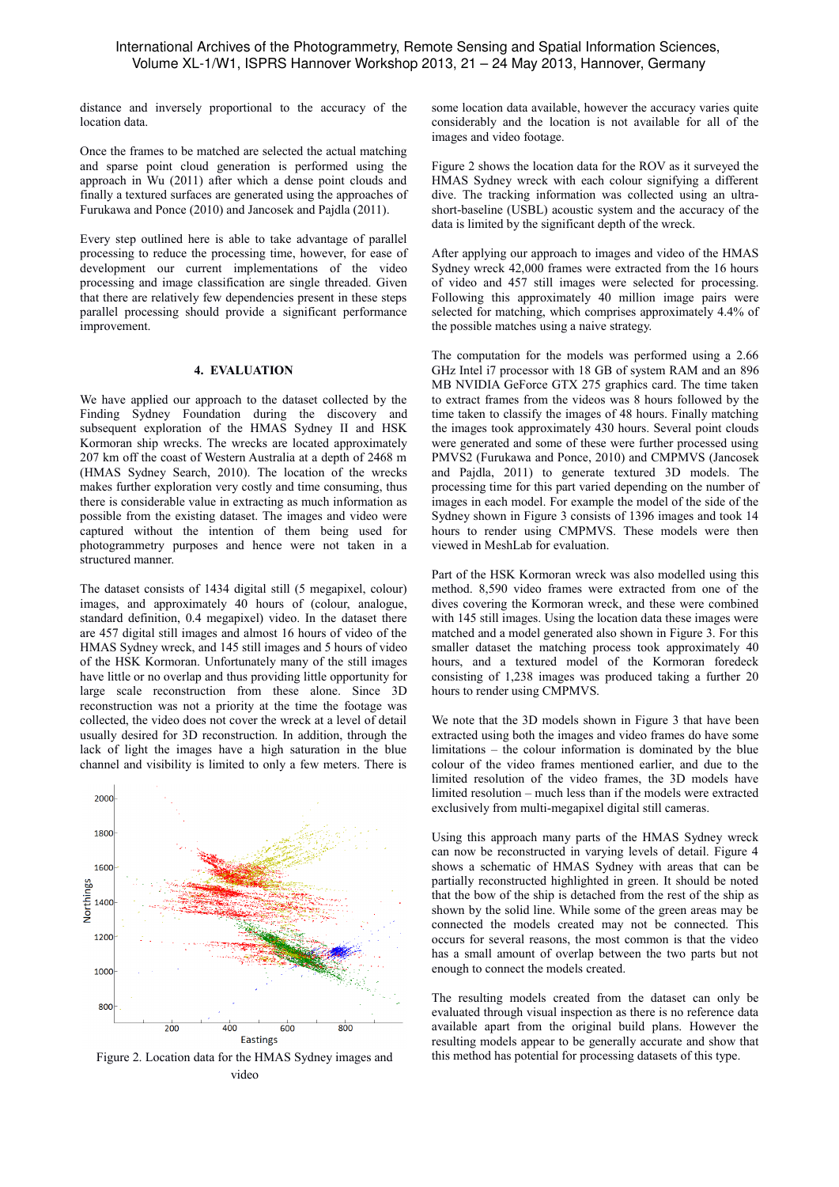distance and inversely proportional to the accuracy of the location data.

Once the frames to be matched are selected the actual matching and sparse point cloud generation is performed using the approach in Wu (2011) after which a dense point clouds and finally a textured surfaces are generated using the approaches of Furukawa and Ponce (2010) and Jancosek and Pajdla (2011).

Every step outlined here is able to take advantage of parallel processing to reduce the processing time, however, for ease of development our current implementations of the video processing and image classification are single threaded. Given that there are relatively few dependencies present in these steps parallel processing should provide a significant performance improvement.

## 4. EVALUATION

We have applied our approach to the dataset collected by the Finding Sydney Foundation during the discovery and subsequent exploration of the HMAS Sydney II and HSK Kormoran ship wrecks. The wrecks are located approximately 207 km off the coast of Western Australia at a depth of 2468 m (HMAS Sydney Search, 2010). The location of the wrecks makes further exploration very costly and time consuming, thus there is considerable value in extracting as much information as possible from the existing dataset. The images and video were captured without the intention of them being used for photogrammetry purposes and hence were not taken in a structured manner.

The dataset consists of 1434 digital still (5 megapixel, colour) images, and approximately 40 hours of (colour, analogue, standard definition, 0.4 megapixel) video. In the dataset there are 457 digital still images and almost 16 hours of video of the HMAS Sydney wreck, and 145 still images and 5 hours of video of the HSK Kormoran. Unfortunately many of the still images have little or no overlap and thus providing little opportunity for large scale reconstruction from these alone. Since 3D reconstruction was not a priority at the time the footage was collected, the video does not cover the wreck at a level of detail usually desired for 3D reconstruction. In addition, through the lack of light the images have a high saturation in the blue channel and visibility is limited to only a few meters. There is

Figure 2. Location data for the HMAS Sydney images and video

some location data available, however the accuracy varies quite considerably and the location is not available for all of the images and video footage.

Figure 2 shows the location data for the ROV as it surveyed the HMAS Sydney wreck with each colour signifying a different dive. The tracking information was collected using an ultra-short-baseline (USBL) acoustic system and the accuracy of the data is limited by the significant depth of the wreck.

After applying our approach to images and video of the HMAS Sydney wreck 42,000 frames were extracted from the 16 hours of video and 457 still images were selected for processing. Following this approximately 40 million image pairs were selected for matching, which comprises approximately 4.4% of the possible matches using a naive strategy.

The computation for the models was performed using a 2.66 GHz Intel i7 processor with 18 GB of system RAM and an 896 MB NVIDIA GeForce GTX 275 graphics card. The time taken to extract frames from the videos was 8 hours followed by the time taken to classify the images of 48 hours. Finally matching the images took approximately 430 hours. Several point clouds were generated and some of these were further processed using PMVS2 (Furukawa and Ponce, 2010) and CMPMVS (Jancosek and Pajdla, 2011) to generate textured 3D models. The processing time for this part varied depending on the number of images in each model. For example the model of the side of the Sydney shown in Figure 3 consists of 1396 images and took 14 hours to render using CMPMVS. These models were then viewed in MeshLab for evaluation.

Part of the HSK Kormoran wreck was also modelled using this method. 8,590 video frames were extracted from one of the dives covering the Kormoran wreck, and these were combined with 145 still images. Using the location data these images were matched and a model generated also shown in Figure 3. For this smaller dataset the matching process took approximately 40 hours, and a textured model of the Kormoran foredeck consisting of 1,238 images was produced taking a further 20 hours to render using CMPMVS.

We note that the 3D models shown in Figure 3 that have been extracted using both the images and video frames do have some limitations – the colour information is dominated by the blue colour of the video frames mentioned earlier, and due to the limited resolution of the video frames, the 3D models have limited resolution – much less than if the models were extracted exclusively from multi-megapixel digital still cameras.

Using this approach many parts of the HMAS Sydney wreck can now be reconstructed in varying levels of detail. Figure 4 shows a schematic of HMAS Sydney with areas that can be partially reconstructed highlighted in green. It should be noted that the bow of the ship is detached from the rest of the ship as shown by the solid line. While some of the green areas may be connected the models created may not be connected. This occurs for several reasons, the most common is that the video has a small amount of overlap between the two parts but not enough to connect the models created.

The resulting models created from the dataset can only be evaluated through visual inspection as there is no reference data available apart from the original build plans. However the resulting models appear to be generally accurate and show that this method has potential for processing datasets of this type.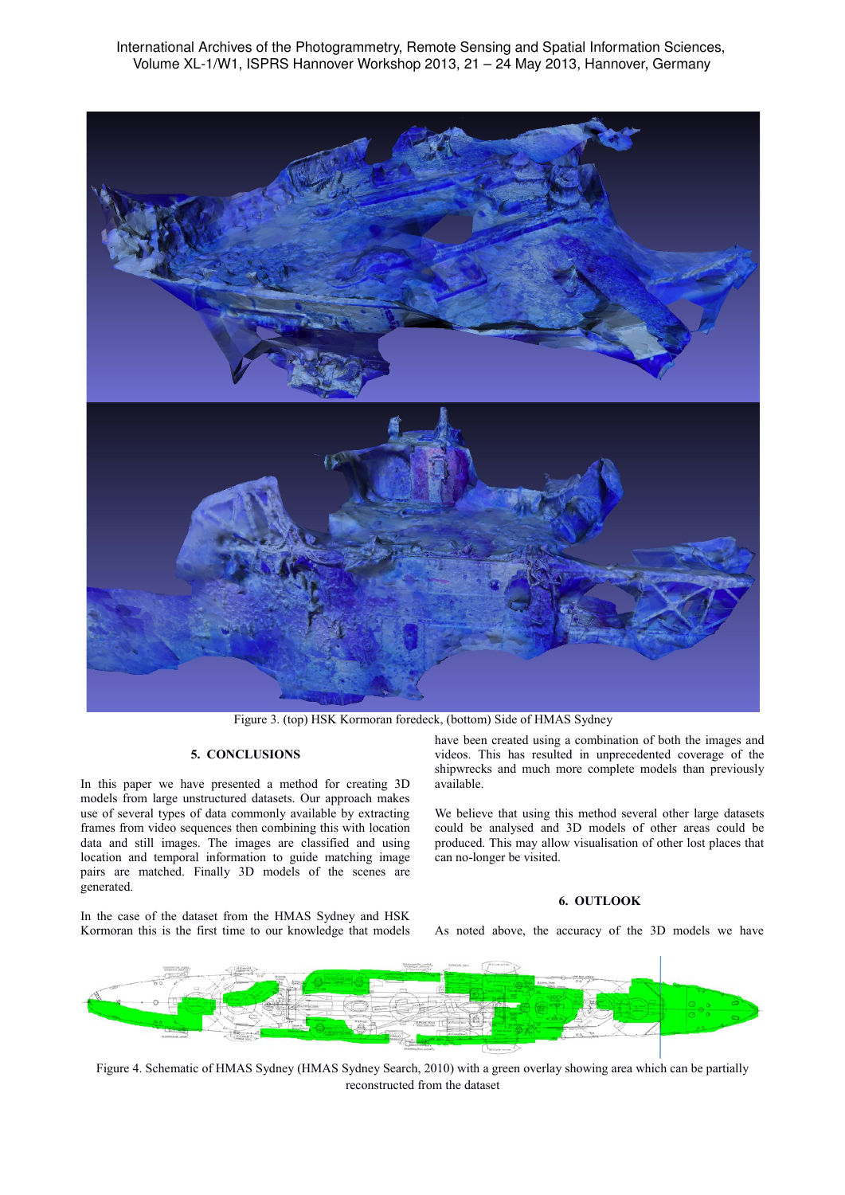Figure 3. (top) HSK Kormoran foredeck, (bottom) Side of HMAS Sydney

## 5. CONCLUSIONS

In this paper we have presented a method for creating 3D models from large unstructured datasets. Our approach makes use of several types of data commonly available by extracting frames from video sequences then combining this with location data and still images. The images are classified and using location and temporal information to guide matching image pairs are matched. Finally 3D models of the scenes are generated.

In the case of the dataset from the HMAS Sydney and HSK Kormoran this is the first time to our knowledge that models have been created using a combination of both the images and videos. This has resulted in unprecedented coverage of the shipwrecks and much more complete models than previously available.

We believe that using this method several other large datasets could be analysed and 3D models of other areas could be produced. This may allow visualisation of other lost places that can no-longer be visited.

## 6. OUTLOOK

As noted above, the accuracy of the 3D models we have

Figure 4. Schematic of HMAS Sydney (HMAS Sydney Search, 2010) with a green overlay showing area which can be partially reconstructed from the dataset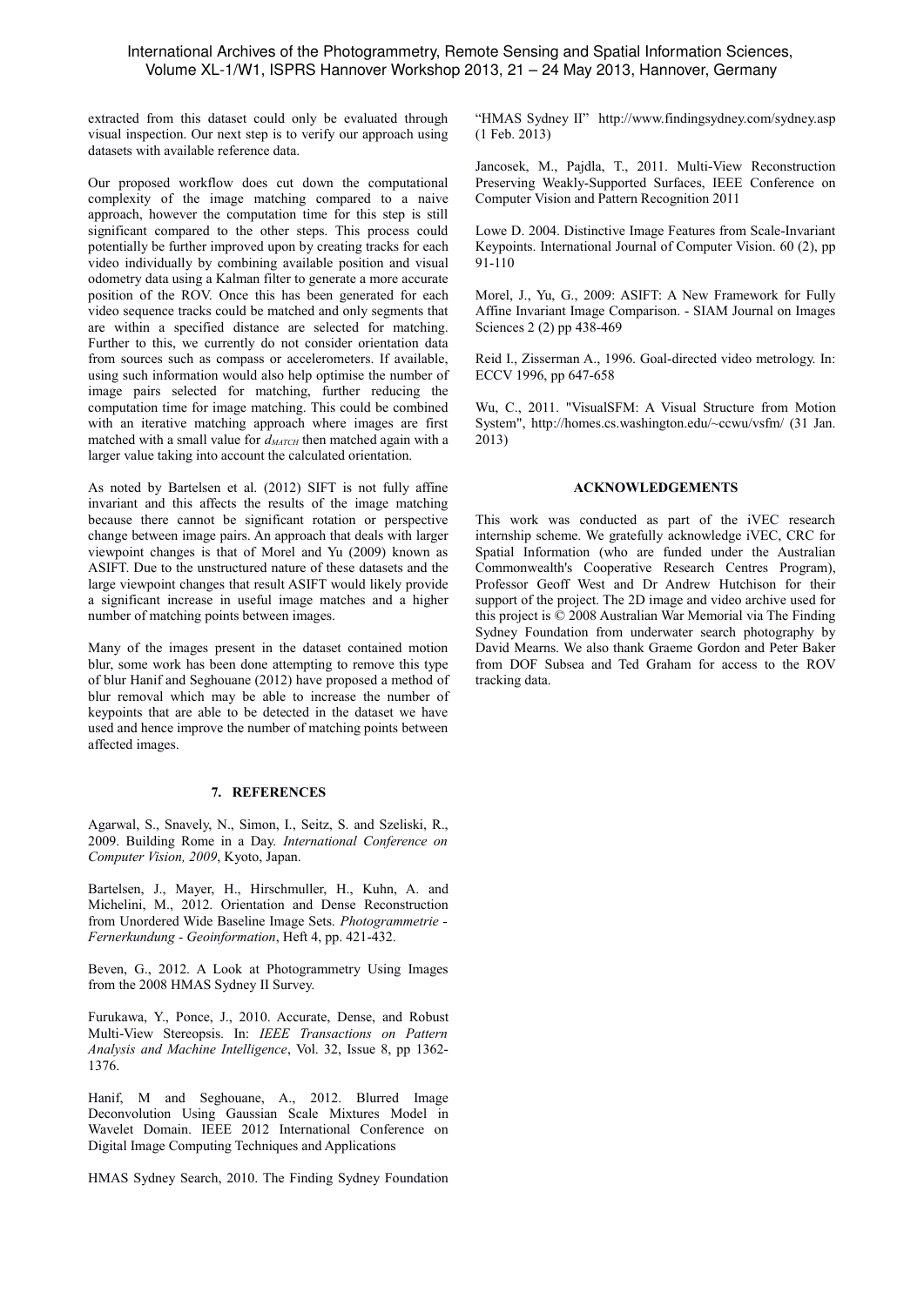extracted from this dataset could only be evaluated through visual inspection. Our next step is to verify our approach using datasets with available reference data.

Our proposed workflow does cut down the computational complexity of the image matching compared to a naive approach, however the computation time for this step is still significant compared to the other steps. This process could potentially be further improved upon by creating tracks for each video individually by combining available position and visual odometry data using a Kalman filter to generate a more accurate position of the ROV. Once this has been generated for each video sequence tracks could be matched and only segments that are within a specified distance are selected for matching. Further to this, we currently do not consider orientation data from sources such as compass or accelerometers. If available, using such information would also help optimise the number of image pairs selected for matching, further reducing the computation time for image matching. This could be combined with an iterative matching approach where images are first matched with a small value for $d_{MATCH}$ then matched again with a larger value taking into account the calculated orientation.

As noted by Bartelsen et al. (2012) SIFT is not fully affine invariant and this affects the results of the image matching because there cannot be significant rotation or perspective change between image pairs. An approach that deals with larger viewpoint changes is that of Morel and Yu (2009) known as ASIFT. Due to the unstructured nature of these datasets and the large viewpoint changes that result ASIFT would likely provide a significant increase in useful image matches and a higher number of matching points between images.

Many of the images present in the dataset contained motion blur, some work has been done attempting to remove this type of blur Hanif and Seghouane (2012) have proposed a method of blur removal which may be able to increase the number of keypoints that are able to be detected in the dataset we have used and hence improve the number of matching points between affected images.

## 7. REFERENCES

Agarwal, S., Snavely, N., Simon, I., Seitz, S. and Szeliski, R., 2009. Building Rome in a Day. *International Conference on Computer Vision, 2009*, Kyoto, Japan.

Bartelsen, J., Mayer, H., Hirschmuller, H., Kuhn, A. and Michelini, M., 2012. Orientation and Dense Reconstruction from Unordered Wide Baseline Image Sets. *Photogrammetrie - Fernerkundung - Geoinformation*, Heft 4, pp. 421-432.

Beven, G., 2012. A Look at Photogrammetry Using Images from the 2008 HMAS Sydney II Survey.

Furukawa, Y., Ponce, J., 2010. Accurate, Dense, and Robust Multi-View Stereopsis. In: *IEEE Transactions on Pattern Analysis and Machine Intelligence*, Vol. 32, Issue 8, pp 1362-1376.

Hanif, M and Seghouane, A., 2012. Blurred Image Deconvolution Using Gaussian Scale Mixtures Model in Wavelet Domain. IEEE 2012 International Conference on Digital Image Computing Techniques and Applications

HMAS Sydney Search, 2010. The Finding Sydney Foundation "HMAS Sydney II" http://www.findingsydney.com/sydney.asp (1 Feb. 2013)

Jancosek, M., Pajdla, T., 2011. Multi-View Reconstruction Preserving Weakly-Supported Surfaces, IEEE Conference on Computer Vision and Pattern Recognition 2011

Lowe D. 2004. Distinctive Image Features from Scale-Invariant Keypoints. International Journal of Computer Vision. 60 (2), pp 91-110

Morel, J., Yu, G., 2009: ASIFT: A New Framework for Fully Affine Invariant Image Comparison. - SIAM Journal on Images Sciences 2 (2) pp 438-469

Reid I., Zisserman A., 1996. Goal-directed video metrology. In: ECCV 1996, pp 647-658

Wu, C., 2011. "VisualSFM: A Visual Structure from Motion System", http://homes.cs.washington.edu/~ccwu/vsfm/ (31 Jan. 2013)

## ACKNOWLEDGEMENTS

This work was conducted as part of the iVEC research internship scheme. We gratefully acknowledge iVEC, CRC for Spatial Information (who are funded under the Australian Commonwealth's Cooperative Research Centres Program), Professor Geoff West and Dr Andrew Hutchison for their support of the project. The 2D image and video archive used for this project is © 2008 Australian War Memorial via The Finding Sydney Foundation from underwater search photography by David Mearns. We also thank Graeme Gordon and Peter Baker from DOF Subsea and Ted Graham for access to the ROV tracking data.